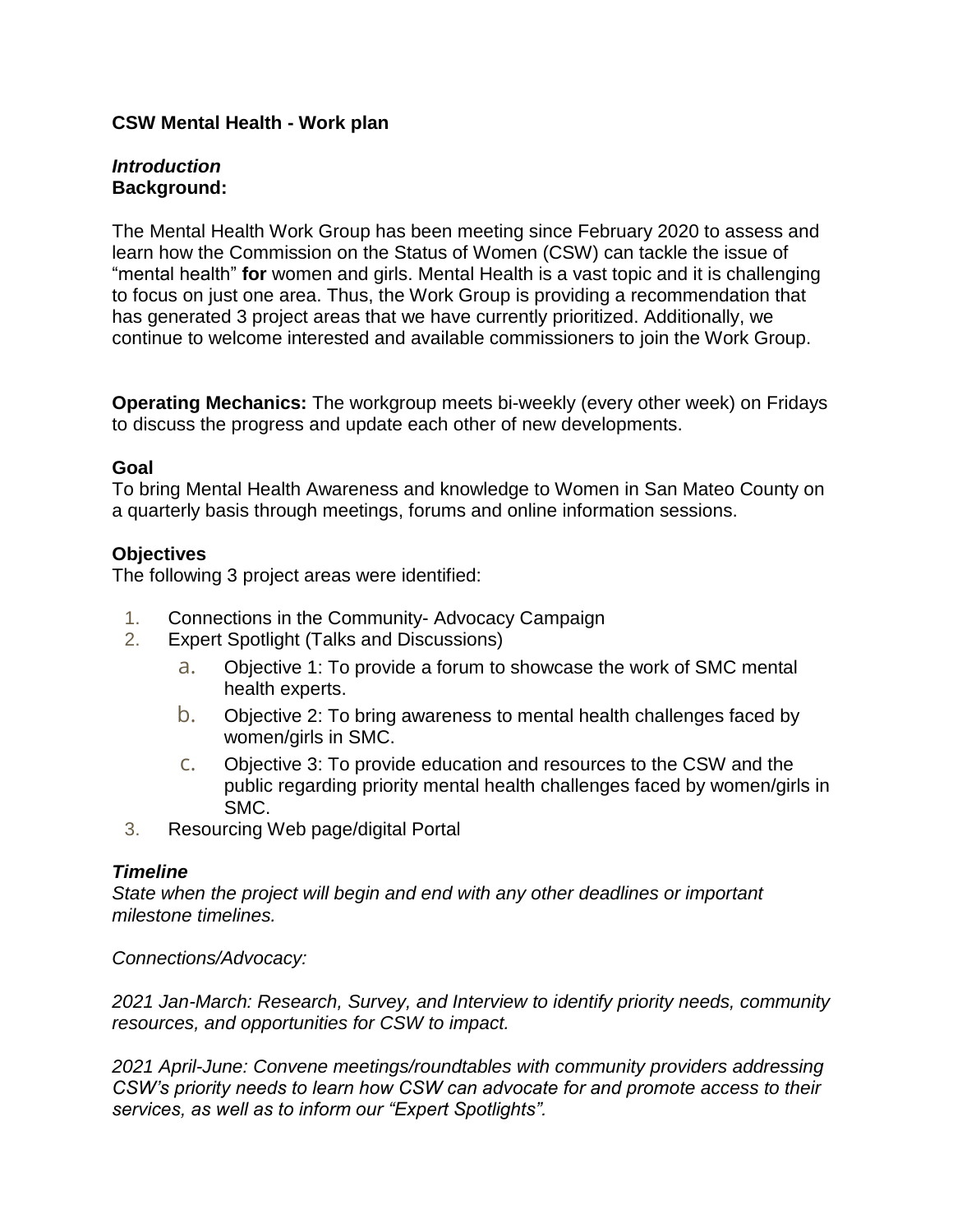**CSW Mental Health - Work plan**

***Introduction***
**Background:**

The Mental Health Work Group has been meeting since February 2020 to assess and learn how the Commission on the Status of Women (CSW) can tackle the issue of "mental health" **for** women and girls. Mental Health is a vast topic and it is challenging to focus on just one area. Thus, the Work Group is providing a recommendation that has generated 3 project areas that we have currently prioritized. Additionally, we continue to welcome interested and available commissioners to join the Work Group.

**Operating Mechanics:** The workgroup meets bi-weekly (every other week) on Fridays to discuss the progress and update each other of new developments.

**Goal**
To bring Mental Health Awareness and knowledge to Women in San Mateo County on a quarterly basis through meetings, forums and online information sessions.

**Objectives**
The following 3 project areas were identified:

1. Connections in the Community- Advocacy Campaign
2. Expert Spotlight (Talks and Discussions)
   a. Objective 1: To provide a forum to showcase the work of SMC mental health experts.
   b. Objective 2: To bring awareness to mental health challenges faced by women/girls in SMC.
   c. Objective 3: To provide education and resources to the CSW and the public regarding priority mental health challenges faced by women/girls in SMC.
3. Resourcing Web page/digital Portal

***Timeline***
*State when the project will begin and end with any other deadlines or important milestone timelines.*

*Connections/Advocacy:*

*2021 Jan-March: Research, Survey, and Interview to identify priority needs, community resources, and opportunities for CSW to impact.*

*2021 April-June: Convene meetings/roundtables with community providers addressing CSW's priority needs to learn how CSW can advocate for and promote access to their services, as well as to inform our "Expert Spotlights".*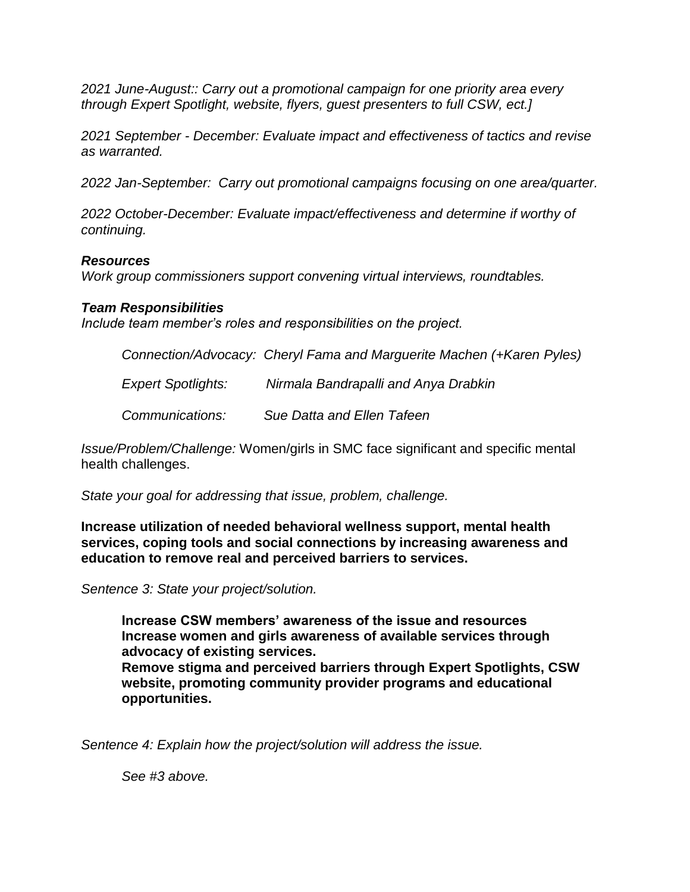*2021 June-August:: Carry out a promotional campaign for one priority area every through Expert Spotlight, website, flyers, guest presenters to full CSW, ect.]*

*2021 September - December: Evaluate impact and effectiveness of tactics and revise as warranted.*

*2022 Jan-September: Carry out promotional campaigns focusing on one area/quarter.*

*2022 October-December: Evaluate impact/effectiveness and determine if worthy of continuing.*

***Resources***

*Work group commissioners support convening virtual interviews, roundtables.*

***Team Responsibilities***

*Include team member's roles and responsibilities on the project.*

*Connection/Advocacy: Cheryl Fama and Marguerite Machen (+Karen Pyles)*

*Expert Spotlights: Nirmala Bandrapalli and Anya Drabkin*

*Communications: Sue Datta and Ellen Tafeen*

*Issue/Problem/Challenge:* Women/girls in SMC face significant and specific mental health challenges.

*State your goal for addressing that issue, problem, challenge.*

**Increase utilization of needed behavioral wellness support, mental health services, coping tools and social connections by increasing awareness and education to remove real and perceived barriers to services.**

*Sentence 3: State your project/solution.*

**Increase CSW members' awareness of the issue and resources**
**Increase women and girls awareness of available services through advocacy of existing services.**
**Remove stigma and perceived barriers through Expert Spotlights, CSW website, promoting community provider programs and educational opportunities.**

*Sentence 4: Explain how the project/solution will address the issue.*

*See #3 above.*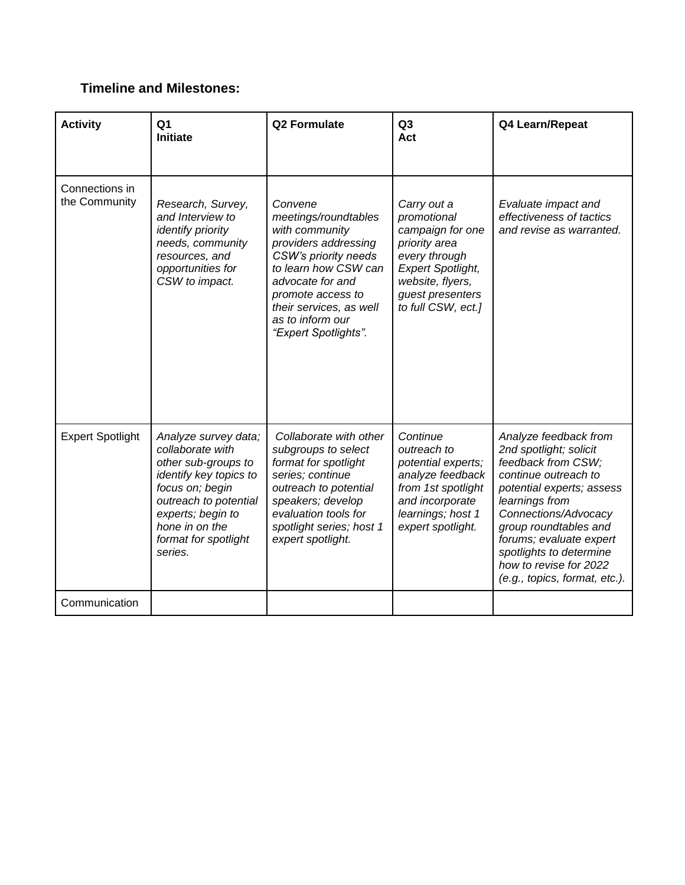**Timeline and Milestones:**

| Activity | Q1 Initiate | Q2 Formulate | Q3 Act | Q4 Learn/Repeat |
|---|---|---|---|---|
| Connections in the Community | *Research, Survey, and Interview to identify priority needs, community resources, and opportunities for CSW to impact.* | *Convene meetings/roundtables with community providers addressing CSW's priority needs to learn how CSW can advocate for and promote access to their services, as well as to inform our "Expert Spotlights".* | *Carry out a promotional campaign for one priority area every through Expert Spotlight, website, flyers, guest presenters to full CSW, ect.]* | *Evaluate impact and effectiveness of tactics and revise as warranted.* |
| Expert Spotlight | *Analyze survey data; collaborate with other sub-groups to identify key topics to focus on; begin outreach to potential experts; begin to hone in on the format for spotlight series.* | *Collaborate with other subgroups to select format for spotlight series; continue outreach to potential speakers; develop evaluation tools for spotlight series; host 1 expert spotlight.* | *Continue outreach to potential experts; analyze feedback from 1st spotlight and incorporate learnings; host 1 expert spotlight.* | *Analyze feedback from 2nd spotlight; solicit feedback from CSW; continue outreach to potential experts; assess learnings from Connections/Advocacy group roundtables and forums; evaluate expert spotlights to determine how to revise for 2022 (e.g., topics, format, etc.).* |
| Communication | | | | |